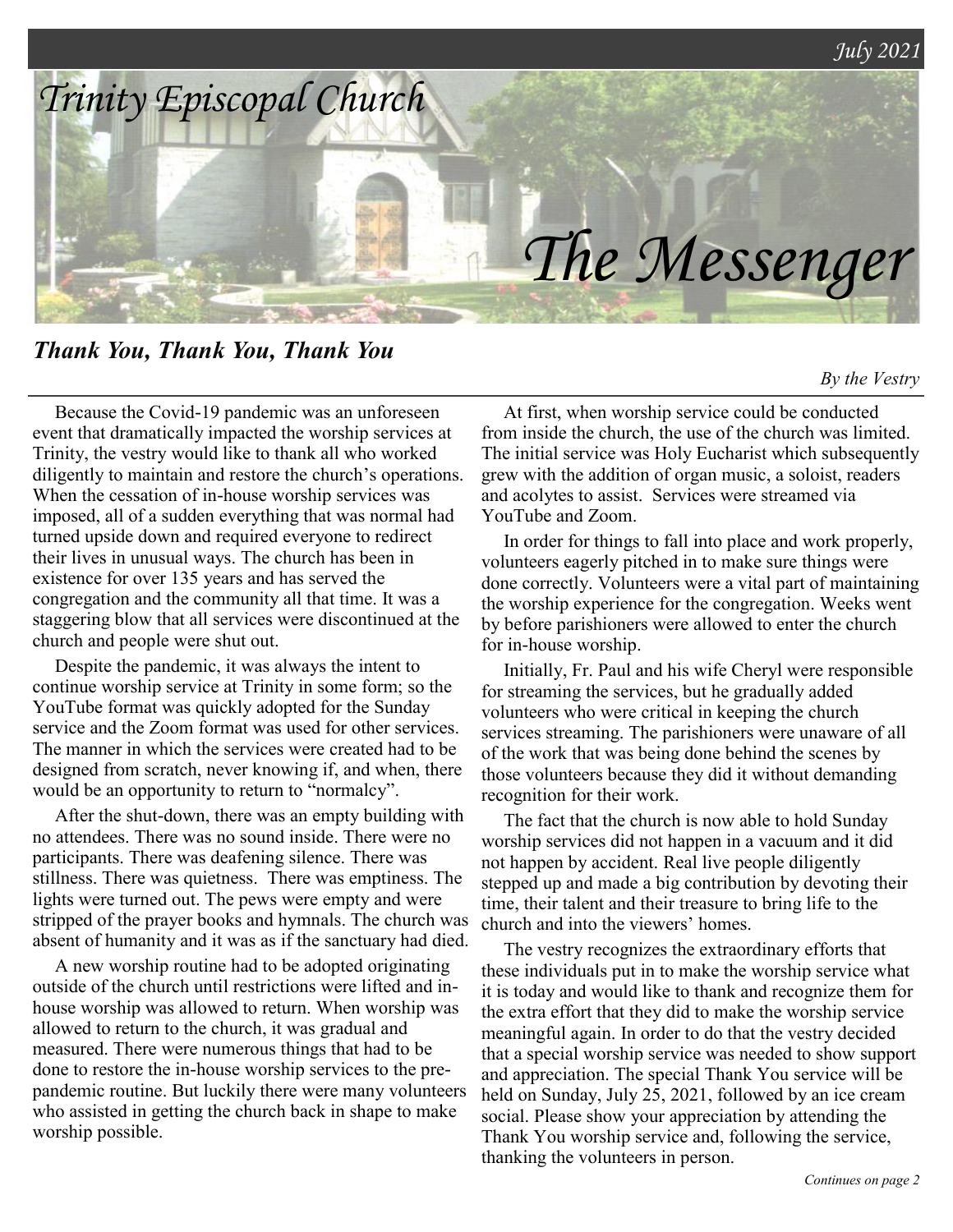July 2021

# Trinity Episcopal Church

# The Messenger

## *Thank You, Thank You, Thank You*

*By the Vestry*

Because the Covid-19 pandemic was an unforeseen event that dramatically impacted the worship services at Trinity, the vestry would like to thank all who worked diligently to maintain and restore the church's operations. When the cessation of in-house worship services was imposed, all of a sudden everything that was normal had turned upside down and required everyone to redirect their lives in unusual ways. The church has been in existence for over 135 years and has served the congregation and the community all that time. It was a staggering blow that all services were discontinued at the church and people were shut out.

Despite the pandemic, it was always the intent to continue worship service at Trinity in some form; so the YouTube format was quickly adopted for the Sunday service and the Zoom format was used for other services. The manner in which the services were created had to be designed from scratch, never knowing if, and when, there would be an opportunity to return to "normalcy".

After the shut-down, there was an empty building with no attendees. There was no sound inside. There were no participants. There was deafening silence. There was stillness. There was quietness. There was emptiness. The lights were turned out. The pews were empty and were stripped of the prayer books and hymnals. The church was absent of humanity and it was as if the sanctuary had died.

A new worship routine had to be adopted originating outside of the church until restrictions were lifted and in-house worship was allowed to return. When worship was allowed to return to the church, it was gradual and measured. There were numerous things that had to be done to restore the in-house worship services to the pre-pandemic routine. But luckily there were many volunteers who assisted in getting the church back in shape to make worship possible.

At first, when worship service could be conducted from inside the church, the use of the church was limited. The initial service was Holy Eucharist which subsequently grew with the addition of organ music, a soloist, readers and acolytes to assist. Services were streamed via YouTube and Zoom.

In order for things to fall into place and work properly, volunteers eagerly pitched in to make sure things were done correctly. Volunteers were a vital part of maintaining the worship experience for the congregation. Weeks went by before parishioners were allowed to enter the church for in-house worship.

Initially, Fr. Paul and his wife Cheryl were responsible for streaming the services, but he gradually added volunteers who were critical in keeping the church services streaming. The parishioners were unaware of all of the work that was being done behind the scenes by those volunteers because they did it without demanding recognition for their work.

The fact that the church is now able to hold Sunday worship services did not happen in a vacuum and it did not happen by accident. Real live people diligently stepped up and made a big contribution by devoting their time, their talent and their treasure to bring life to the church and into the viewers' homes.

The vestry recognizes the extraordinary efforts that these individuals put in to make the worship service what it is today and would like to thank and recognize them for the extra effort that they did to make the worship service meaningful again. In order to do that the vestry decided that a special worship service was needed to show support and appreciation. The special Thank You service will be held on Sunday, July 25, 2021, followed by an ice cream social. Please show your appreciation by attending the Thank You worship service and, following the service, thanking the volunteers in person.

*Continues on page 2*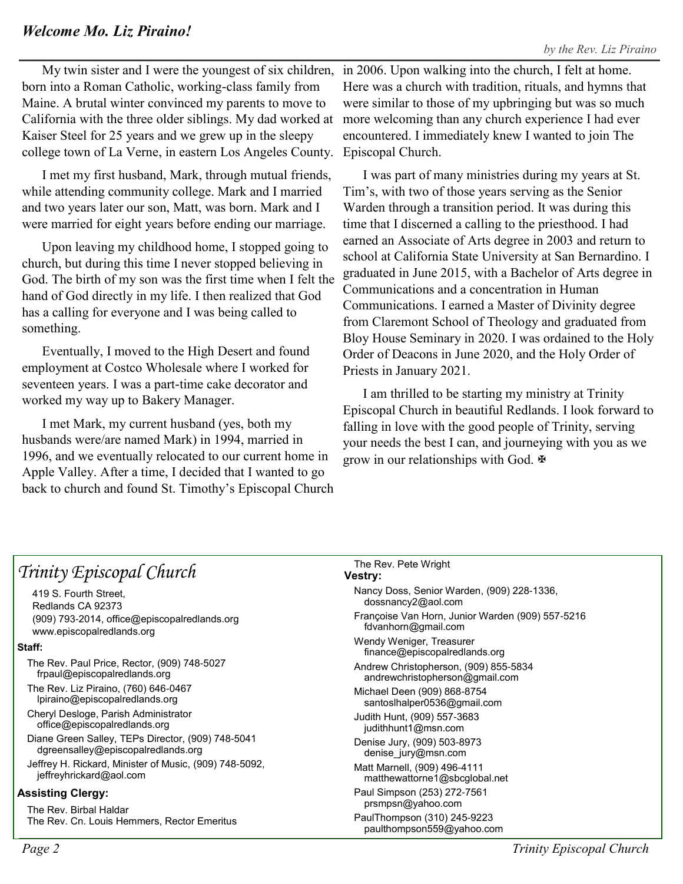## *Welcome Mo. Liz Piraino!*

*by the Rev. Liz Piraino*

My twin sister and I were the youngest of six children, born into a Roman Catholic, working-class family from Maine. A brutal winter convinced my parents to move to California with the three older siblings. My dad worked at Kaiser Steel for 25 years and we grew up in the sleepy college town of La Verne, in eastern Los Angeles County.

I met my first husband, Mark, through mutual friends, while attending community college. Mark and I married and two years later our son, Matt, was born. Mark and I were married for eight years before ending our marriage.

Upon leaving my childhood home, I stopped going to church, but during this time I never stopped believing in God. The birth of my son was the first time when I felt the hand of God directly in my life. I then realized that God has a calling for everyone and I was being called to something.

Eventually, I moved to the High Desert and found employment at Costco Wholesale where I worked for seventeen years. I was a part-time cake decorator and worked my way up to Bakery Manager.

I met Mark, my current husband (yes, both my husbands were/are named Mark) in 1994, married in 1996, and we eventually relocated to our current home in Apple Valley. After a time, I decided that I wanted to go back to church and found St. Timothy's Episcopal Church in 2006. Upon walking into the church, I felt at home. Here was a church with tradition, rituals, and hymns that were similar to those of my upbringing but was so much more welcoming than any church experience I had ever encountered. I immediately knew I wanted to join The Episcopal Church.

I was part of many ministries during my years at St. Tim's, with two of those years serving as the Senior Warden through a transition period. It was during this time that I discerned a calling to the priesthood. I had earned an Associate of Arts degree in 2003 and return to school at California State University at San Bernardino. I graduated in June 2015, with a Bachelor of Arts degree in Communications and a concentration in Human Communications. I earned a Master of Divinity degree from Claremont School of Theology and graduated from Bloy House Seminary in 2020. I was ordained to the Holy Order of Deacons in June 2020, and the Holy Order of Priests in January 2021.

I am thrilled to be starting my ministry at Trinity Episcopal Church in beautiful Redlands. I look forward to falling in love with the good people of Trinity, serving your needs the best I can, and journeying with you as we grow in our relationships with God. ✠

## *Trinity Episcopal Church*

419 S. Fourth Street,
Redlands CA 92373
(909) 793-2014, office@episcopalredlands.org
www.episcopalredlands.org

**Staff:**

- The Rev. Paul Price, Rector, (909) 748-5027
  frpaul@episcopalredlands.org
- The Rev. Liz Piraino, (760) 646-0467
  lpiraino@episcopalredlands.org
- Cheryl Desloge, Parish Administrator
  office@episcopalredlands.org
- Diane Green Salley, TEPs Director, (909) 748-5041
  dgreensalley@episcopalredlands.org
- Jeffrey H. Rickard, Minister of Music, (909) 748-5092,
  jeffreyhrickard@aol.com

**Assisting Clergy:**

- The Rev. Birbal Haldar
- The Rev. Cn. Louis Hemmers, Rector Emeritus
- The Rev. Pete Wright

**Vestry:**

- Nancy Doss, Senior Warden, (909) 228-1336,
  dossnancy2@aol.com
- Françoise Van Horn, Junior Warden (909) 557-5216
  fdvanhorn@gmail.com
- Wendy Weniger, Treasurer
  finance@episcopalredlands.org
- Andrew Christopherson, (909) 855-5834
  andrewchristopherson@gmail.com
- Michael Deen (909) 868-8754
  santoslhalper0536@gmail.com
- Judith Hunt, (909) 557-3683
  judithhunt1@msn.com
- Denise Jury, (909) 503-8973
  denise_jury@msn.com
- Matt Marnell, (909) 496-4111
  matthewattorne1@sbcglobal.net
- Paul Simpson (253) 272-7561
  prsmpsn@yahoo.com
- PaulThompson (310) 245-9223
  paulthompson559@yahoo.com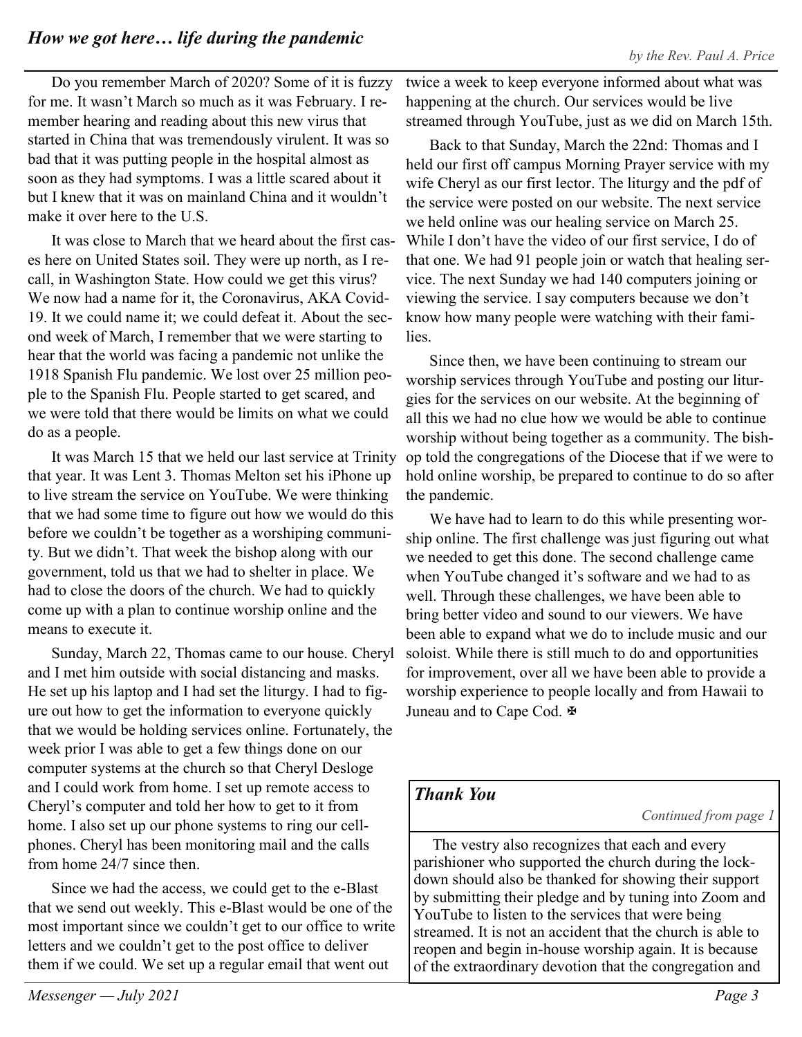## *How we got here… life during the pandemic*

*by the Rev. Paul A. Price*

Do you remember March of 2020? Some of it is fuzzy for me. It wasn't March so much as it was February. I remember hearing and reading about this new virus that started in China that was tremendously virulent. It was so bad that it was putting people in the hospital almost as soon as they had symptoms. I was a little scared about it but I knew that it was on mainland China and it wouldn't make it over here to the U.S.

It was close to March that we heard about the first cases here on United States soil. They were up north, as I recall, in Washington State. How could we get this virus? We now had a name for it, the Coronavirus, AKA Covid-19. It we could name it; we could defeat it. About the second week of March, I remember that we were starting to hear that the world was facing a pandemic not unlike the 1918 Spanish Flu pandemic. We lost over 25 million people to the Spanish Flu. People started to get scared, and we were told that there would be limits on what we could do as a people.

It was March 15 that we held our last service at Trinity that year. It was Lent 3. Thomas Melton set his iPhone up to live stream the service on YouTube. We were thinking that we had some time to figure out how we would do this before we couldn't be together as a worshiping community. But we didn't. That week the bishop along with our government, told us that we had to shelter in place. We had to close the doors of the church. We had to quickly come up with a plan to continue worship online and the means to execute it.

Sunday, March 22, Thomas came to our house. Cheryl and I met him outside with social distancing and masks. He set up his laptop and I had set the liturgy. I had to figure out how to get the information to everyone quickly that we would be holding services online. Fortunately, the week prior I was able to get a few things done on our computer systems at the church so that Cheryl Desloge and I could work from home. I set up remote access to Cheryl's computer and told her how to get to it from home. I also set up our phone systems to ring our cellphones. Cheryl has been monitoring mail and the calls from home 24/7 since then.

Since we had the access, we could get to the e-Blast that we send out weekly. This e-Blast would be one of the most important since we couldn't get to our office to write letters and we couldn't get to the post office to deliver them if we could. We set up a regular email that went out twice a week to keep everyone informed about what was happening at the church. Our services would be live streamed through YouTube, just as we did on March 15th.

Back to that Sunday, March the 22nd: Thomas and I held our first off campus Morning Prayer service with my wife Cheryl as our first lector. The liturgy and the pdf of the service were posted on our website. The next service we held online was our healing service on March 25. While I don't have the video of our first service, I do of that one. We had 91 people join or watch that healing service. The next Sunday we had 140 computers joining or viewing the service. I say computers because we don't know how many people were watching with their families.

Since then, we have been continuing to stream our worship services through YouTube and posting our liturgies for the services on our website. At the beginning of all this we had no clue how we would be able to continue worship without being together as a community. The bishop told the congregations of the Diocese that if we were to hold online worship, be prepared to continue to do so after the pandemic.

We have had to learn to do this while presenting worship online. The first challenge was just figuring out what we needed to get this done. The second challenge came when YouTube changed it's software and we had to as well. Through these challenges, we have been able to bring better video and sound to our viewers. We have been able to expand what we do to include music and our soloist. While there is still much to do and opportunities for improvement, over all we have been able to provide a worship experience to people locally and from Hawaii to Juneau and to Cape Cod. ✠

### *Thank You*

*Continued from page 1*

The vestry also recognizes that each and every parishioner who supported the church during the lockdown should also be thanked for showing their support by submitting their pledge and by tuning into Zoom and YouTube to listen to the services that were being streamed. It is not an accident that the church is able to reopen and begin in-house worship again. It is because of the extraordinary devotion that the congregation and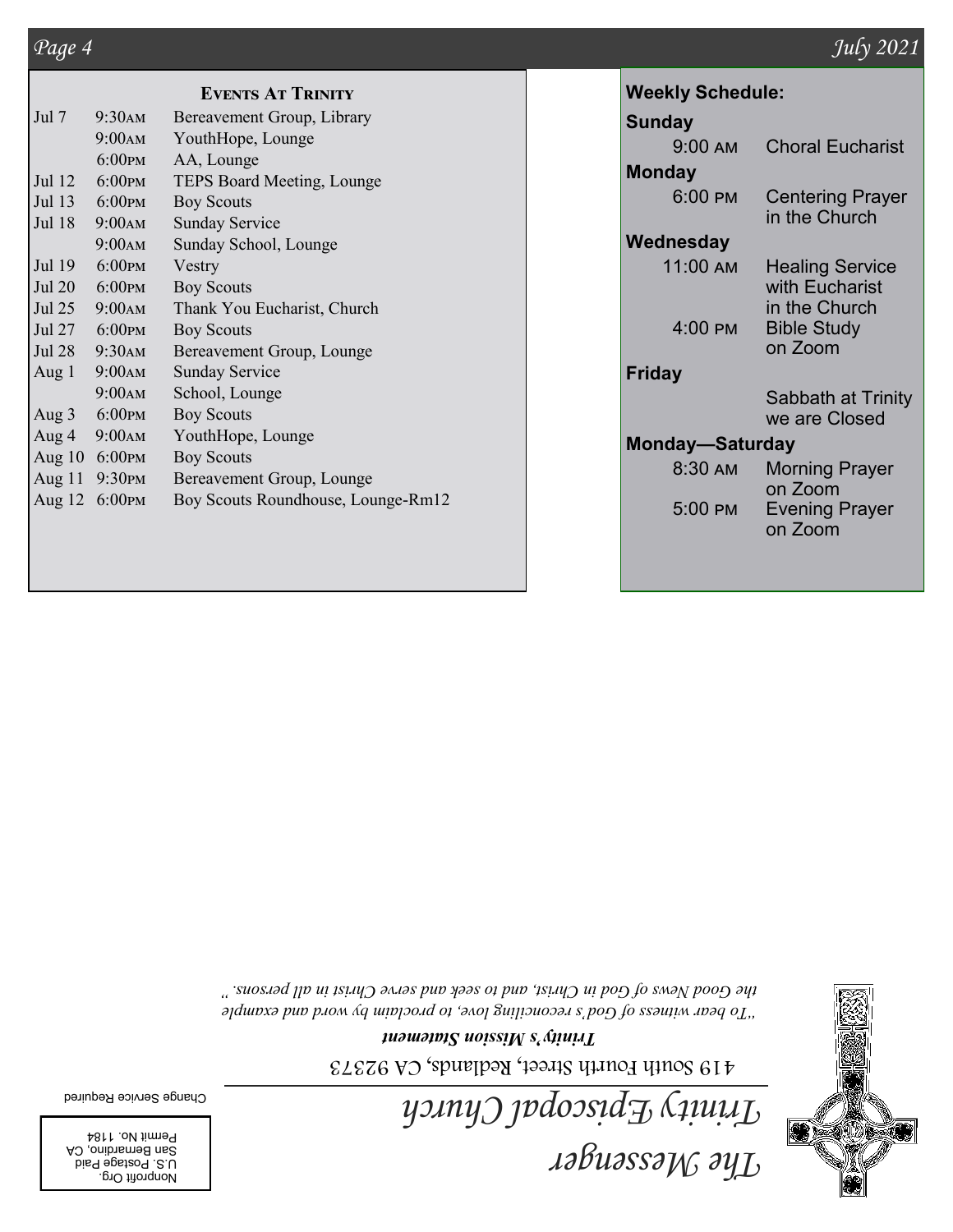## Events At Trinity

| | | |
|---|---|---|
| Jul 7 | 9:30AM | Bereavement Group, Library |
| | 9:00AM | YouthHope, Lounge |
| | 6:00PM | AA, Lounge |
| Jul 12 | 6:00PM | TEPS Board Meeting, Lounge |
| Jul 13 | 6:00PM | Boy Scouts |
| Jul 18 | 9:00AM | Sunday Service |
| | 9:00AM | Sunday School, Lounge |
| Jul 19 | 6:00PM | Vestry |
| Jul 20 | 6:00PM | Boy Scouts |
| Jul 25 | 9:00AM | Thank You Eucharist, Church |
| Jul 27 | 6:00PM | Boy Scouts |
| Jul 28 | 9:30AM | Bereavement Group, Lounge |
| Aug 1 | 9:00AM | Sunday Service |
| | 9:00AM | School, Lounge |
| Aug 3 | 6:00PM | Boy Scouts |
| Aug 4 | 9:00AM | YouthHope, Lounge |
| Aug 10 | 6:00PM | Boy Scouts |
| Aug 11 | 9:30PM | Bereavement Group, Lounge |
| Aug 12 | 6:00PM | Boy Scouts Roundhouse, Lounge-Rm12 |

## Weekly Schedule:

**Sunday**

| | |
|---|---|
| 9:00 AM | Choral Eucharist |

**Monday**

| | |
|---|---|
| 6:00 PM | Centering Prayer in the Church |

**Wednesday**

| | |
|---|---|
| 11:00 AM | Healing Service with Eucharist in the Church |
| 4:00 PM | Bible Study on Zoom |

**Friday**

Sabbath at Trinity we are Closed

**Monday—Saturday**

| | |
|---|---|
| 8:30 AM | Morning Prayer on Zoom |
| 5:00 PM | Evening Prayer on Zoom |

*The Messenger*

*Trinity Episcopal Church*

419 South Fourth Street, Redlands, CA 92373

***Trinity's Mission Statement***

*"To bear witness of God's reconciling love, to proclaim by word and example the Good News of God in Christ, and to seek and serve Christ in all persons."*

Nonprofit Org.
U.S. Postage Paid
San Bernardino, CA
Permit No. 1184

Change Service Required